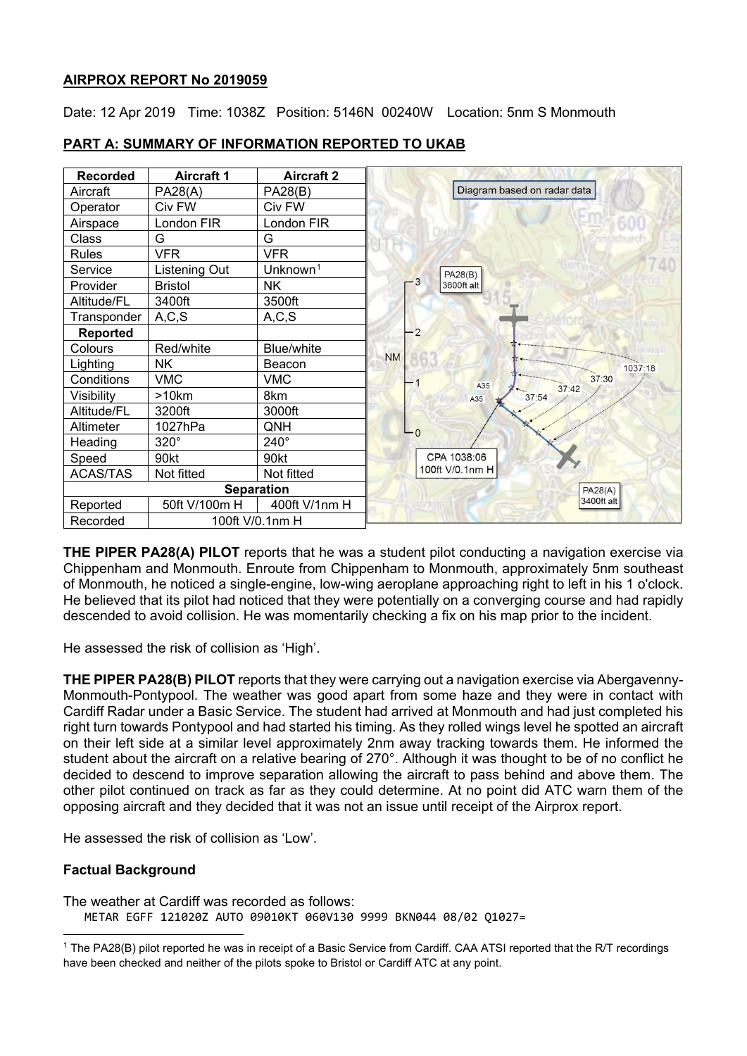**AIRPROX REPORT No 2019059**

Date: 12 Apr 2019 Time: 1038Z Position: 5146N 00240W Location: 5nm S Monmouth

**PART A: SUMMARY OF INFORMATION REPORTED TO UKAB**

| Recorded | Aircraft 1 | Aircraft 2 |
|---|---|---|
| Aircraft | PA28(A) | PA28(B) |
| Operator | Civ FW | Civ FW |
| Airspace | London FIR | London FIR |
| Class | G | G |
| Rules | VFR | VFR |
| Service | Listening Out | Unknown[1] |
| Provider | Bristol | NK |
| Altitude/FL | 3400ft | 3500ft |
| Transponder | A,C,S | A,C,S |
| **Reported** | | |
| Colours | Red/white | Blue/white |
| Lighting | NK | Beacon |
| Conditions | VMC | VMC |
| Visibility | >10km | 8km |
| Altitude/FL | 3200ft | 3000ft |
| Altimeter | 1027hPa | QNH |
| Heading | 320° | 240° |
| Speed | 90kt | 90kt |
| ACAS/TAS | Not fitted | Not fitted |
| **Separation** | | |
| Reported | 50ft V/100m H | 400ft V/1nm H |
| Recorded | 100ft V/0.1nm H | |

Diagram based on radar data

**THE PIPER PA28(A) PILOT** reports that he was a student pilot conducting a navigation exercise via Chippenham and Monmouth. Enroute from Chippenham to Monmouth, approximately 5nm southeast of Monmouth, he noticed a single-engine, low-wing aeroplane approaching right to left in his 1 o'clock. He believed that its pilot had noticed that they were potentially on a converging course and had rapidly descended to avoid collision. He was momentarily checking a fix on his map prior to the incident.

He assessed the risk of collision as 'High'.

**THE PIPER PA28(B) PILOT** reports that they were carrying out a navigation exercise via Abergavenny-Monmouth-Pontypool. The weather was good apart from some haze and they were in contact with Cardiff Radar under a Basic Service. The student had arrived at Monmouth and had just completed his right turn towards Pontypool and had started his timing. As they rolled wings level he spotted an aircraft on their left side at a similar level approximately 2nm away tracking towards them. He informed the student about the aircraft on a relative bearing of 270°. Although it was thought to be of no conflict he decided to descend to improve separation allowing the aircraft to pass behind and above them. The other pilot continued on track as far as they could determine. At no point did ATC warn them of the opposing aircraft and they decided that it was not an issue until receipt of the Airprox report.

He assessed the risk of collision as 'Low'.

**Factual Background**

The weather at Cardiff was recorded as follows:

```
METAR EGFF 121020Z AUTO 09010KT 060V130 9999 BKN044 08/02 Q1027=
```

[1] The PA28(B) pilot reported he was in receipt of a Basic Service from Cardiff. CAA ATSI reported that the R/T recordings have been checked and neither of the pilots spoke to Bristol or Cardiff ATC at any point.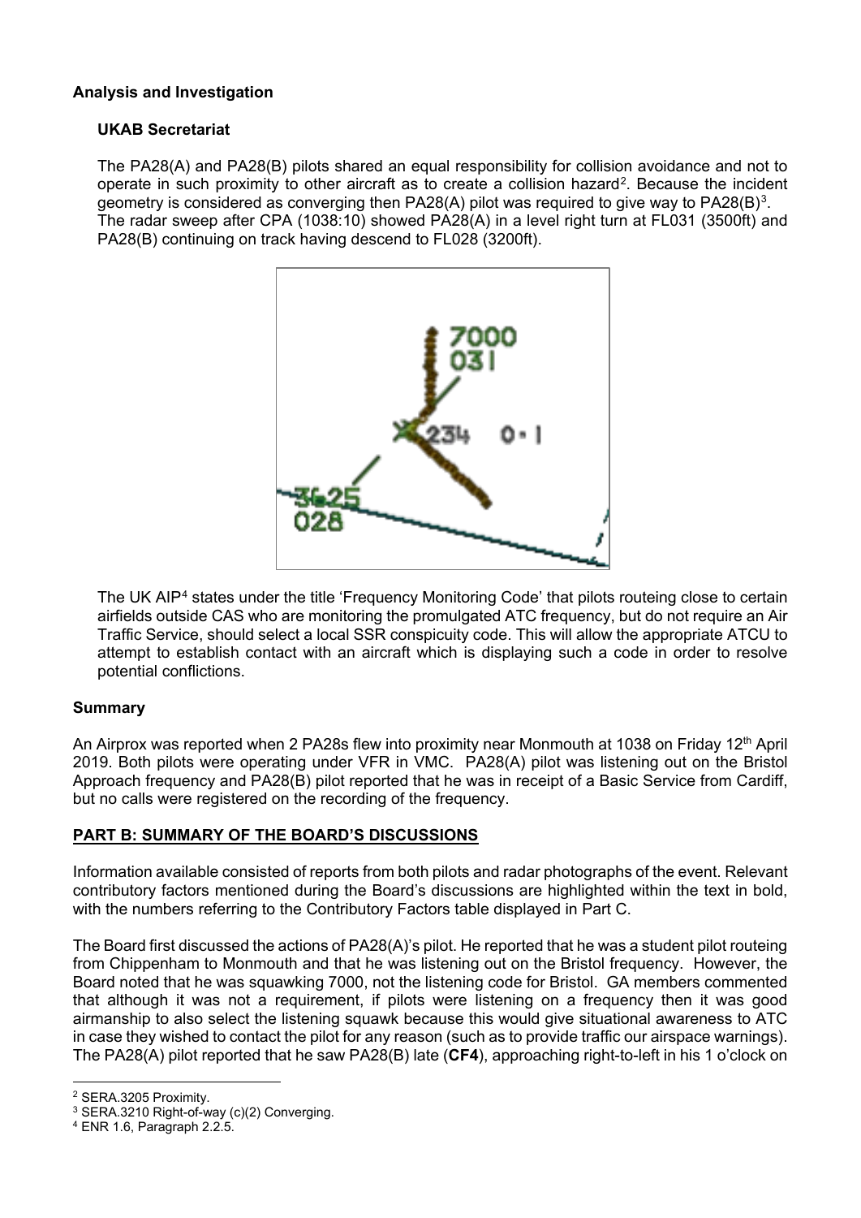**Analysis and Investigation**

**UKAB Secretariat**

The PA28(A) and PA28(B) pilots shared an equal responsibility for collision avoidance and not to operate in such proximity to other aircraft as to create a collision hazard[2]. Because the incident geometry is considered as converging then PA28(A) pilot was required to give way to PA28(B)[3]. The radar sweep after CPA (1038:10) showed PA28(A) in a level right turn at FL031 (3500ft) and PA28(B) continuing on track having descend to FL028 (3200ft).

The UK AIP[4] states under the title 'Frequency Monitoring Code' that pilots routeing close to certain airfields outside CAS who are monitoring the promulgated ATC frequency, but do not require an Air Traffic Service, should select a local SSR conspicuity code. This will allow the appropriate ATCU to attempt to establish contact with an aircraft which is displaying such a code in order to resolve potential conflictions.

**Summary**

An Airprox was reported when 2 PA28s flew into proximity near Monmouth at 1038 on Friday 12th April 2019. Both pilots were operating under VFR in VMC. PA28(A) pilot was listening out on the Bristol Approach frequency and PA28(B) pilot reported that he was in receipt of a Basic Service from Cardiff, but no calls were registered on the recording of the frequency.

## PART B: SUMMARY OF THE BOARD'S DISCUSSIONS

Information available consisted of reports from both pilots and radar photographs of the event. Relevant contributory factors mentioned during the Board's discussions are highlighted within the text in bold, with the numbers referring to the Contributory Factors table displayed in Part C.

The Board first discussed the actions of PA28(A)'s pilot. He reported that he was a student pilot routeing from Chippenham to Monmouth and that he was listening out on the Bristol frequency. However, the Board noted that he was squawking 7000, not the listening code for Bristol. GA members commented that although it was not a requirement, if pilots were listening on a frequency then it was good airmanship to also select the listening squawk because this would give situational awareness to ATC in case they wished to contact the pilot for any reason (such as to provide traffic our airspace warnings). The PA28(A) pilot reported that he saw PA28(B) late (**CF4**), approaching right-to-left in his 1 o'clock on

---

[2] SERA.3205 Proximity.

[3] SERA.3210 Right-of-way (c)(2) Converging.

[4] ENR 1.6, Paragraph 2.2.5.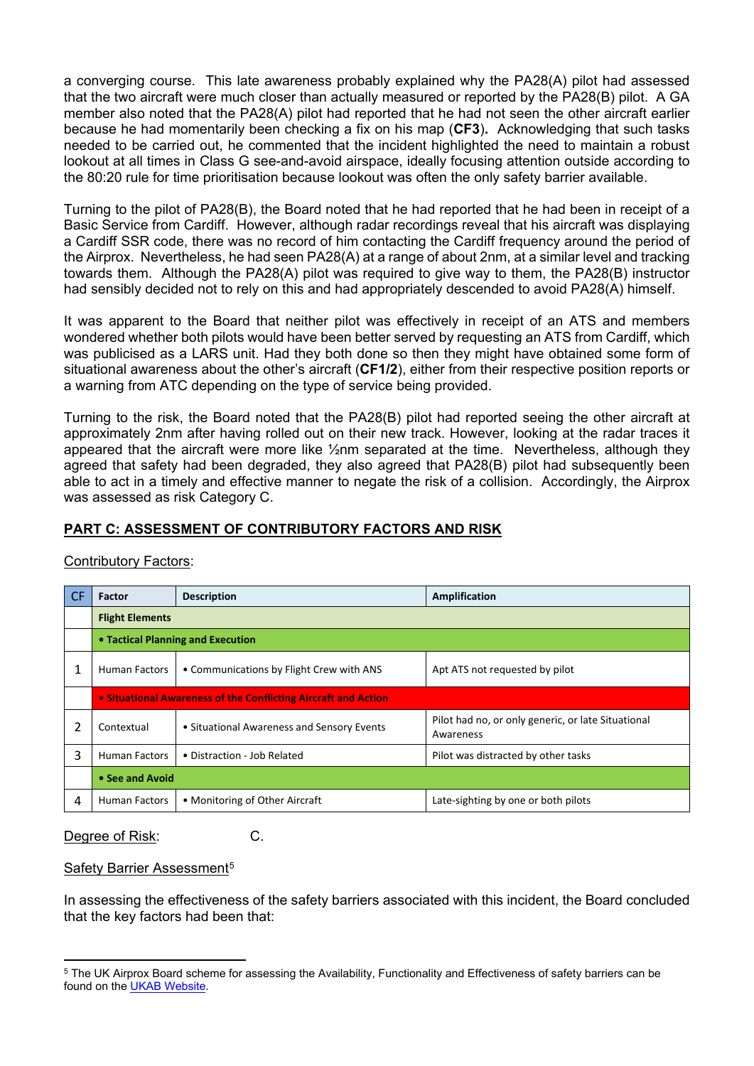a converging course. This late awareness probably explained why the PA28(A) pilot had assessed that the two aircraft were much closer than actually measured or reported by the PA28(B) pilot. A GA member also noted that the PA28(A) pilot had reported that he had not seen the other aircraft earlier because he had momentarily been checking a fix on his map (**CF3**). Acknowledging that such tasks needed to be carried out, he commented that the incident highlighted the need to maintain a robust lookout at all times in Class G see-and-avoid airspace, ideally focusing attention outside according to the 80:20 rule for time prioritisation because lookout was often the only safety barrier available.

Turning to the pilot of PA28(B), the Board noted that he had reported that he had been in receipt of a Basic Service from Cardiff. However, although radar recordings reveal that his aircraft was displaying a Cardiff SSR code, there was no record of him contacting the Cardiff frequency around the period of the Airprox. Nevertheless, he had seen PA28(A) at a range of about 2nm, at a similar level and tracking towards them. Although the PA28(A) pilot was required to give way to them, the PA28(B) instructor had sensibly decided not to rely on this and had appropriately descended to avoid PA28(A) himself.

It was apparent to the Board that neither pilot was effectively in receipt of an ATS and members wondered whether both pilots would have been better served by requesting an ATS from Cardiff, which was publicised as a LARS unit. Had they both done so then they might have obtained some form of situational awareness about the other's aircraft (**CF1/2**), either from their respective position reports or a warning from ATC depending on the type of service being provided.

Turning to the risk, the Board noted that the PA28(B) pilot had reported seeing the other aircraft at approximately 2nm after having rolled out on their new track. However, looking at the radar traces it appeared that the aircraft were more like ½nm separated at the time. Nevertheless, although they agreed that safety had been degraded, they also agreed that PA28(B) pilot had subsequently been able to act in a timely and effective manner to negate the risk of a collision. Accordingly, the Airprox was assessed as risk Category C.

## PART C: ASSESSMENT OF CONTRIBUTORY FACTORS AND RISK

Contributory Factors:

| CF | Factor | Description | Amplification |
|---|---|---|---|
| | **Flight Elements** | | |
| | **• Tactical Planning and Execution** | | |
| 1 | Human Factors | • Communications by Flight Crew with ANS | Apt ATS not requested by pilot |
| | **• Situational Awareness of the Conflicting Aircraft and Action** | | |
| 2 | Contextual | • Situational Awareness and Sensory Events | Pilot had no, or only generic, or late Situational Awareness |
| 3 | Human Factors | • Distraction - Job Related | Pilot was distracted by other tasks |
| | **• See and Avoid** | | |
| 4 | Human Factors | • Monitoring of Other Aircraft | Late-sighting by one or both pilots |

Degree of Risk: C.

Safety Barrier Assessment[5]

In assessing the effectiveness of the safety barriers associated with this incident, the Board concluded that the key factors had been that:

[5] The UK Airprox Board scheme for assessing the Availability, Functionality and Effectiveness of safety barriers can be found on the UKAB Website.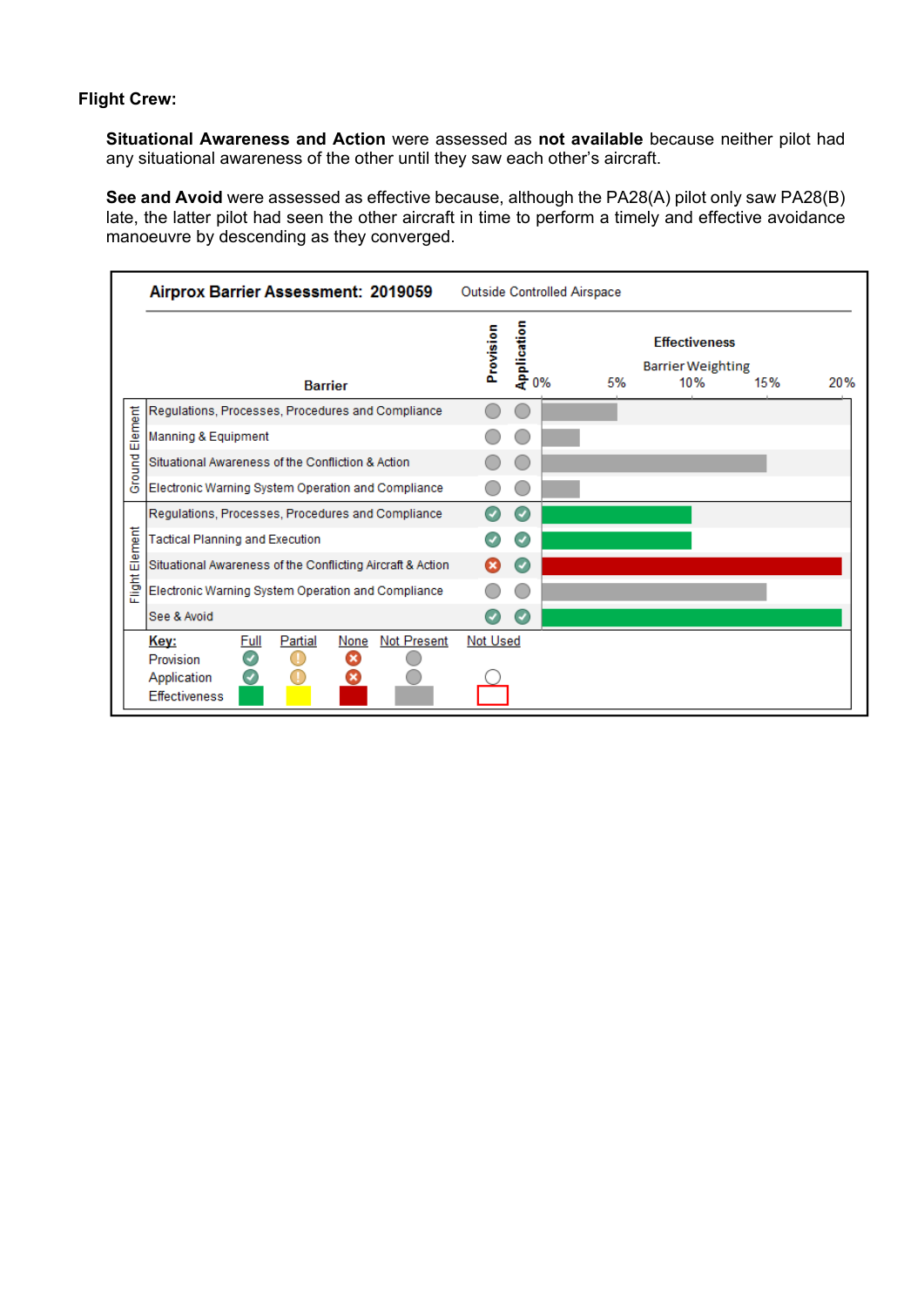**Flight Crew:**

**Situational Awareness and Action** were assessed as **not available** because neither pilot had any situational awareness of the other until they saw each other's aircraft.

**See and Avoid** were assessed as effective because, although the PA28(A) pilot only saw PA28(B) late, the latter pilot had seen the other aircraft in time to perform a timely and effective avoidance manoeuvre by descending as they converged.

**Airprox Barrier Assessment: 2019059** Outside Controlled Airspace

Barrier

Provision

Application

Effectiveness

Barrier Weighting

0% 5% 10% 15% 20%

Ground Element

Regulations, Processes, Procedures and Compliance

Manning & Equipment

Situational Awareness of the Confliction & Action

Electronic Warning System Operation and Compliance

Flight Element

Regulations, Processes, Procedures and Compliance

Tactical Planning and Execution

Situational Awareness of the Conflicting Aircraft & Action

Electronic Warning System Operation and Compliance

See & Avoid

Key: Full Partial None Not Present Not Used

Provision

Application

Effectiveness